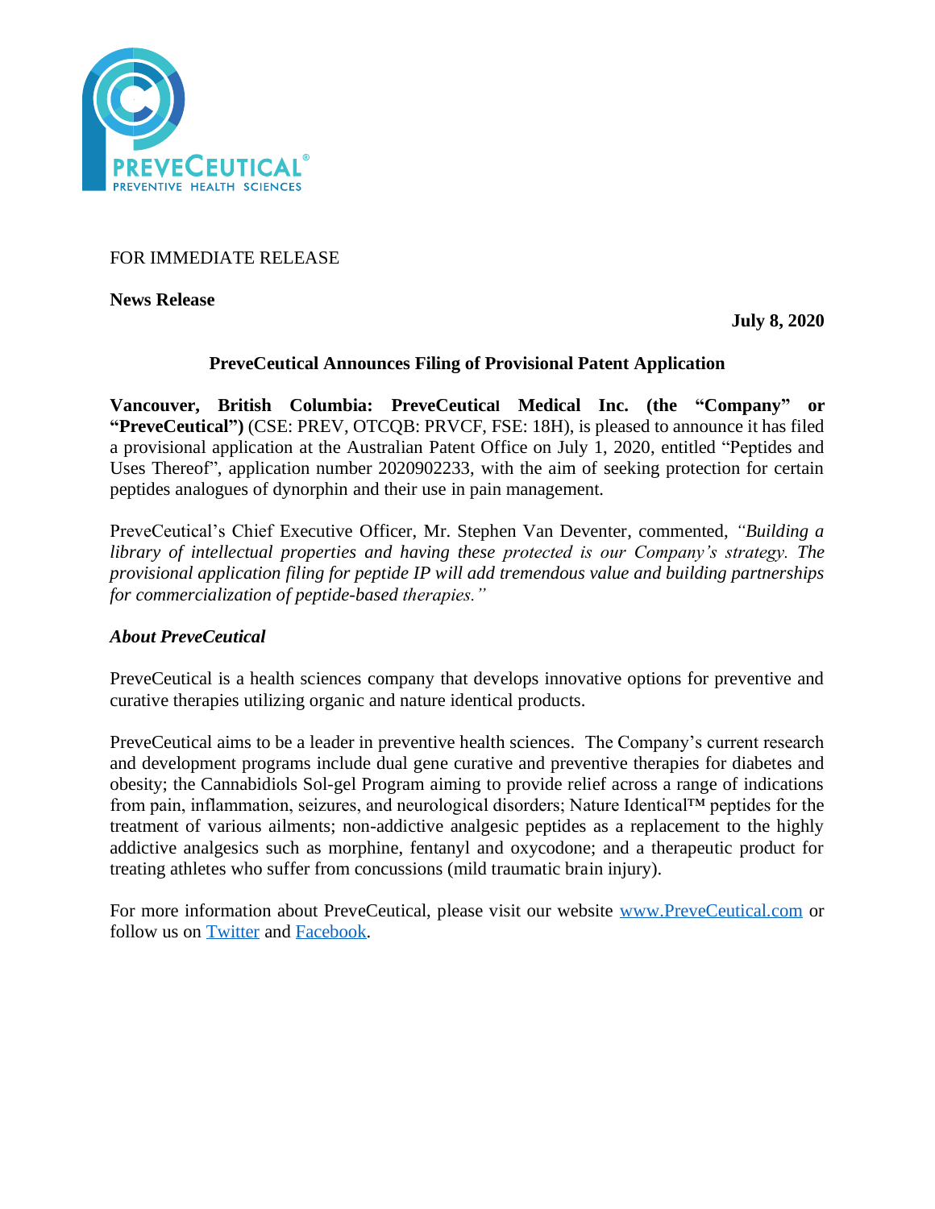FOR IMMEDIATE RELEASE

**News Release**

**July 8, 2020**

## PreveCeutical Announces Filing of Provisional Patent Application

**Vancouver, British Columbia: PreveCeutical Medical Inc. (the "Company" or "PreveCeutical")** (CSE: PREV, OTCQB: PRVCF, FSE: 18H), is pleased to announce it has filed a provisional application at the Australian Patent Office on July 1, 2020, entitled "Peptides and Uses Thereof", application number 2020902233, with the aim of seeking protection for certain peptides analogues of dynorphin and their use in pain management.

PreveCeutical's Chief Executive Officer, Mr. Stephen Van Deventer, commented, *"Building a library of intellectual properties and having these protected is our Company's strategy. The provisional application filing for peptide IP will add tremendous value and building partnerships for commercialization of peptide-based therapies."*

### *About PreveCeutical*

PreveCeutical is a health sciences company that develops innovative options for preventive and curative therapies utilizing organic and nature identical products.

PreveCeutical aims to be a leader in preventive health sciences. The Company's current research and development programs include dual gene curative and preventive therapies for diabetes and obesity; the Cannabidiols Sol-gel Program aiming to provide relief across a range of indications from pain, inflammation, seizures, and neurological disorders; Nature Identical™ peptides for the treatment of various ailments; non-addictive analgesic peptides as a replacement to the highly addictive analgesics such as morphine, fentanyl and oxycodone; and a therapeutic product for treating athletes who suffer from concussions (mild traumatic brain injury).

For more information about PreveCeutical, please visit our website [www.PreveCeutical.com](www.PreveCeutical.com) or follow us on [Twitter]() and [Facebook]().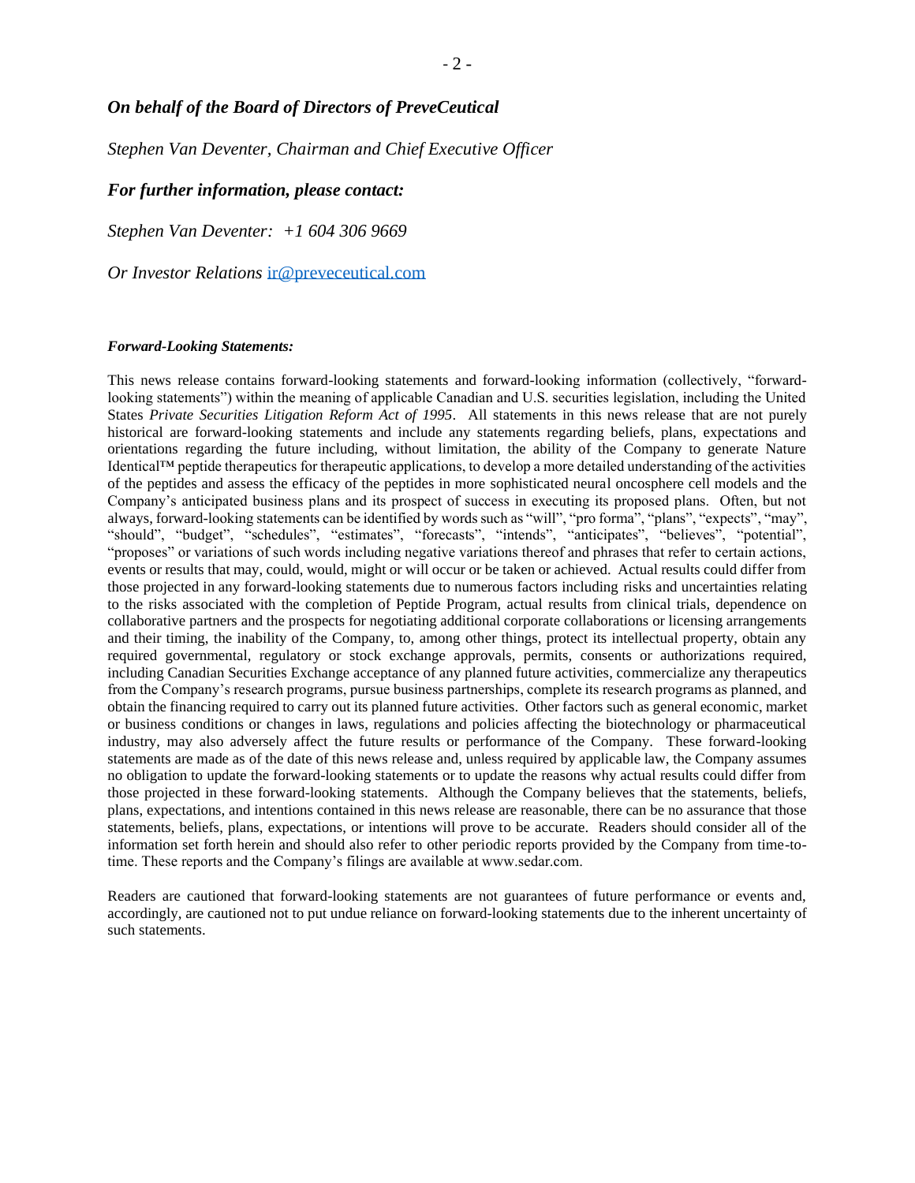***On behalf of the Board of Directors of PreveCeutical***

*Stephen Van Deventer, Chairman and Chief Executive Officer*

***For further information, please contact:***

*Stephen Van Deventer: +1 604 306 9669*

*Or Investor Relations* ir@preveceutical.com

***Forward-Looking Statements:***

This news release contains forward-looking statements and forward-looking information (collectively, "forward-looking statements") within the meaning of applicable Canadian and U.S. securities legislation, including the United States *Private Securities Litigation Reform Act of 1995*. All statements in this news release that are not purely historical are forward-looking statements and include any statements regarding beliefs, plans, expectations and orientations regarding the future including, without limitation, the ability of the Company to generate Nature Identical™ peptide therapeutics for therapeutic applications, to develop a more detailed understanding of the activities of the peptides and assess the efficacy of the peptides in more sophisticated neural oncosphere cell models and the Company's anticipated business plans and its prospect of success in executing its proposed plans. Often, but not always, forward-looking statements can be identified by words such as "will", "pro forma", "plans", "expects", "may", "should", "budget", "schedules", "estimates", "forecasts", "intends", "anticipates", "believes", "potential", "proposes" or variations of such words including negative variations thereof and phrases that refer to certain actions, events or results that may, could, would, might or will occur or be taken or achieved. Actual results could differ from those projected in any forward-looking statements due to numerous factors including risks and uncertainties relating to the risks associated with the completion of Peptide Program, actual results from clinical trials, dependence on collaborative partners and the prospects for negotiating additional corporate collaborations or licensing arrangements and their timing, the inability of the Company, to, among other things, protect its intellectual property, obtain any required governmental, regulatory or stock exchange approvals, permits, consents or authorizations required, including Canadian Securities Exchange acceptance of any planned future activities, commercialize any therapeutics from the Company's research programs, pursue business partnerships, complete its research programs as planned, and obtain the financing required to carry out its planned future activities. Other factors such as general economic, market or business conditions or changes in laws, regulations and policies affecting the biotechnology or pharmaceutical industry, may also adversely affect the future results or performance of the Company. These forward-looking statements are made as of the date of this news release and, unless required by applicable law, the Company assumes no obligation to update the forward-looking statements or to update the reasons why actual results could differ from those projected in these forward-looking statements. Although the Company believes that the statements, beliefs, plans, expectations, and intentions contained in this news release are reasonable, there can be no assurance that those statements, beliefs, plans, expectations, or intentions will prove to be accurate. Readers should consider all of the information set forth herein and should also refer to other periodic reports provided by the Company from time-to-time. These reports and the Company's filings are available at www.sedar.com.

Readers are cautioned that forward-looking statements are not guarantees of future performance or events and, accordingly, are cautioned not to put undue reliance on forward-looking statements due to the inherent uncertainty of such statements.